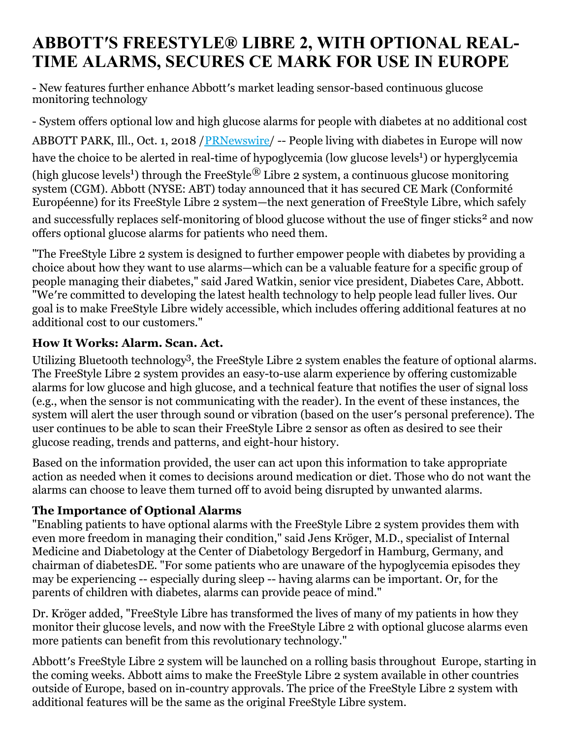# ABBOTT'S FREESTYLE® LIBRE 2, WITH OPTIONAL REAL-TIME ALARMS, SECURES CE MARK FOR USE IN EUROPE

- New features further enhance Abbott's market leading sensor-based continuous glucose monitoring technology

- System offers optional low and high glucose alarms for people with diabetes at no additional cost

ABBOTT PARK, Ill., Oct. 1, 2018 /PRNewswire/ -- People living with diabetes in Europe will now have the choice to be alerted in real-time of hypoglycemia (low glucose levels[1]) or hyperglycemia (high glucose levels[1]) through the FreeStyle® Libre 2 system, a continuous glucose monitoring system (CGM). Abbott (NYSE: ABT) today announced that it has secured CE Mark (Conformité Européenne) for its FreeStyle Libre 2 system—the next generation of FreeStyle Libre, which safely and successfully replaces self-monitoring of blood glucose without the use of finger sticks[2] and now offers optional glucose alarms for patients who need them.

"The FreeStyle Libre 2 system is designed to further empower people with diabetes by providing a choice about how they want to use alarms—which can be a valuable feature for a specific group of people managing their diabetes," said Jared Watkin, senior vice president, Diabetes Care, Abbott. "We're committed to developing the latest health technology to help people lead fuller lives. Our goal is to make FreeStyle Libre widely accessible, which includes offering additional features at no additional cost to our customers."

### How It Works: Alarm. Scan. Act.

Utilizing Bluetooth technology[3], the FreeStyle Libre 2 system enables the feature of optional alarms. The FreeStyle Libre 2 system provides an easy-to-use alarm experience by offering customizable alarms for low glucose and high glucose, and a technical feature that notifies the user of signal loss (e.g., when the sensor is not communicating with the reader). In the event of these instances, the system will alert the user through sound or vibration (based on the user's personal preference). The user continues to be able to scan their FreeStyle Libre 2 sensor as often as desired to see their glucose reading, trends and patterns, and eight-hour history.

Based on the information provided, the user can act upon this information to take appropriate action as needed when it comes to decisions around medication or diet. Those who do not want the alarms can choose to leave them turned off to avoid being disrupted by unwanted alarms.

### The Importance of Optional Alarms

"Enabling patients to have optional alarms with the FreeStyle Libre 2 system provides them with even more freedom in managing their condition," said Jens Kröger, M.D., specialist of Internal Medicine and Diabetology at the Center of Diabetology Bergedorf in Hamburg, Germany, and chairman of diabetesDE. "For some patients who are unaware of the hypoglycemia episodes they may be experiencing -- especially during sleep -- having alarms can be important. Or, for the parents of children with diabetes, alarms can provide peace of mind."

Dr. Kröger added, "FreeStyle Libre has transformed the lives of many of my patients in how they monitor their glucose levels, and now with the FreeStyle Libre 2 with optional glucose alarms even more patients can benefit from this revolutionary technology."

Abbott's FreeStyle Libre 2 system will be launched on a rolling basis throughout Europe, starting in the coming weeks. Abbott aims to make the FreeStyle Libre 2 system available in other countries outside of Europe, based on in-country approvals. The price of the FreeStyle Libre 2 system with additional features will be the same as the original FreeStyle Libre system.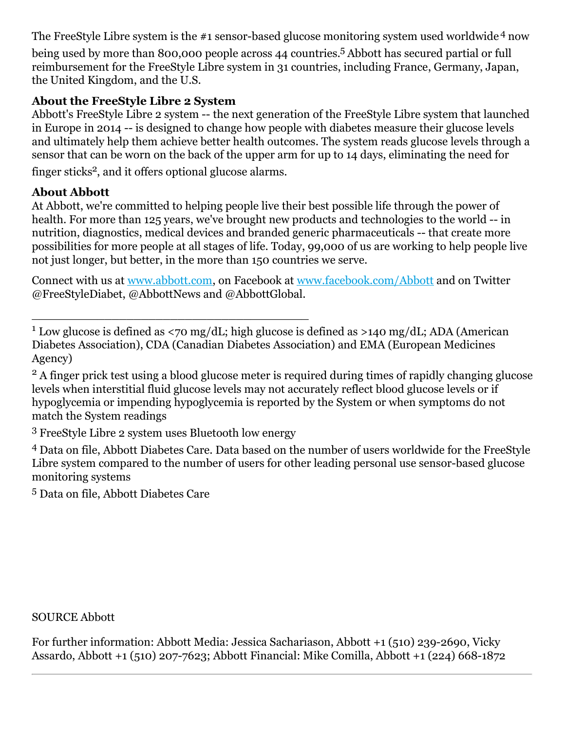The FreeStyle Libre system is the #1 sensor-based glucose monitoring system used worldwide[4] now being used by more than 800,000 people across 44 countries.[5] Abbott has secured partial or full reimbursement for the FreeStyle Libre system in 31 countries, including France, Germany, Japan, the United Kingdom, and the U.S.

**About the FreeStyle Libre 2 System**
Abbott's FreeStyle Libre 2 system -- the next generation of the FreeStyle Libre system that launched in Europe in 2014 -- is designed to change how people with diabetes measure their glucose levels and ultimately help them achieve better health outcomes. The system reads glucose levels through a sensor that can be worn on the back of the upper arm for up to 14 days, eliminating the need for finger sticks[2], and it offers optional glucose alarms.

**About Abbott**
At Abbott, we're committed to helping people live their best possible life through the power of health. For more than 125 years, we've brought new products and technologies to the world -- in nutrition, diagnostics, medical devices and branded generic pharmaceuticals -- that create more possibilities for more people at all stages of life. Today, 99,000 of us are working to help people live not just longer, but better, in the more than 150 countries we serve.

Connect with us at www.abbott.com, on Facebook at www.facebook.com/Abbott and on Twitter @FreeStyleDiabet, @AbbottNews and @AbbottGlobal.

---

[1] Low glucose is defined as <70 mg/dL; high glucose is defined as >140 mg/dL; ADA (American Diabetes Association), CDA (Canadian Diabetes Association) and EMA (European Medicines Agency)

[2] A finger prick test using a blood glucose meter is required during times of rapidly changing glucose levels when interstitial fluid glucose levels may not accurately reflect blood glucose levels or if hypoglycemia or impending hypoglycemia is reported by the System or when symptoms do not match the System readings

[3] FreeStyle Libre 2 system uses Bluetooth low energy

[4] Data on file, Abbott Diabetes Care. Data based on the number of users worldwide for the FreeStyle Libre system compared to the number of users for other leading personal use sensor-based glucose monitoring systems

[5] Data on file, Abbott Diabetes Care

SOURCE Abbott

For further information: Abbott Media: Jessica Sachariason, Abbott +1 (510) 239-2690, Vicky Assardo, Abbott +1 (510) 207-7623; Abbott Financial: Mike Comilla, Abbott +1 (224) 668-1872